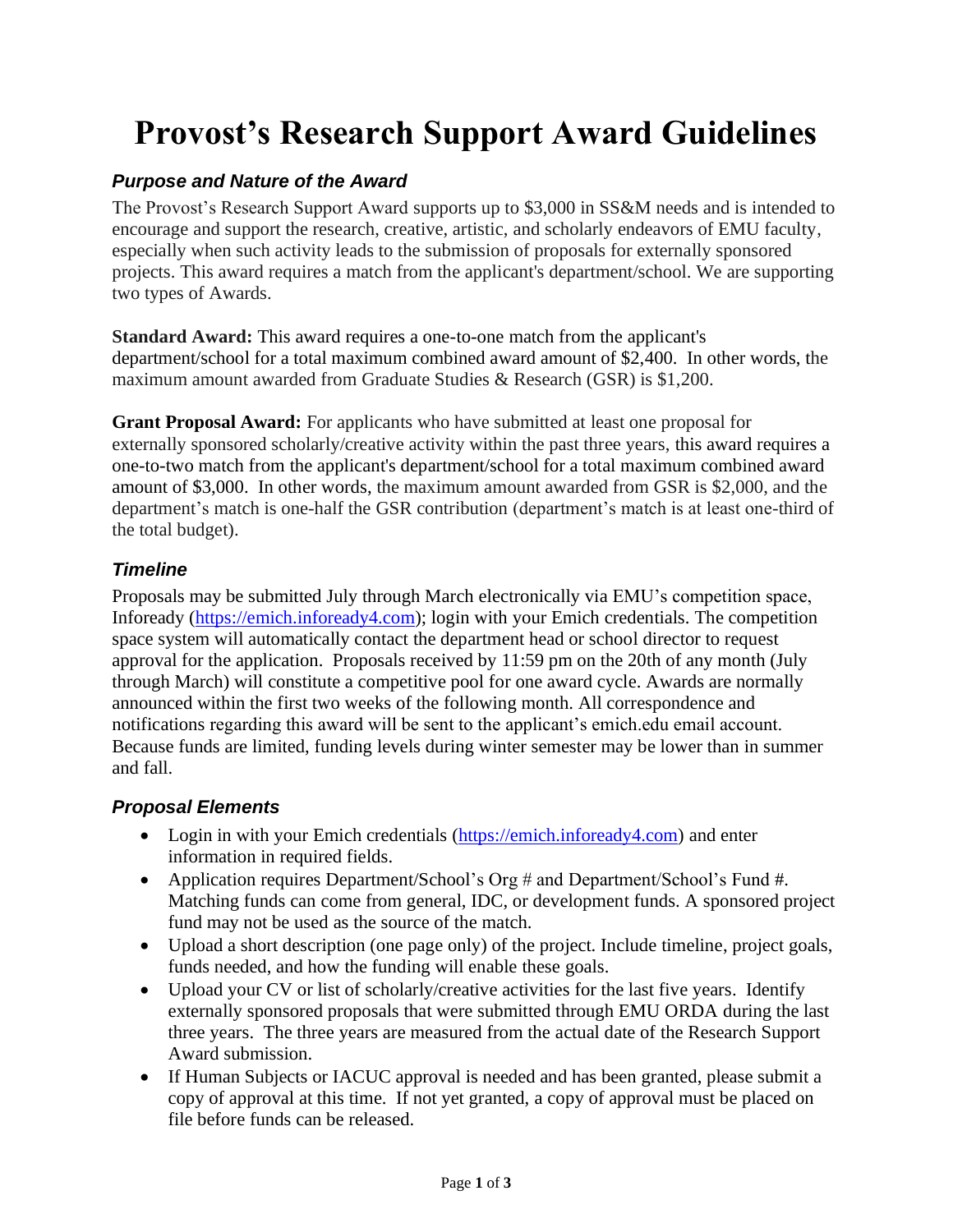# Provost's Research Support Award Guidelines

### *Purpose and Nature of the Award*

The Provost's Research Support Award supports up to $3,000 in SS&M needs and is intended to encourage and support the research, creative, artistic, and scholarly endeavors of EMU faculty, especially when such activity leads to the submission of proposals for externally sponsored projects. This award requires a match from the applicant's department/school. We are supporting two types of Awards.

**Standard Award:** This award requires a one-to-one match from the applicant's department/school for a total maximum combined award amount of $2,400. In other words, the maximum amount awarded from Graduate Studies & Research (GSR) is $1,200.

**Grant Proposal Award:** For applicants who have submitted at least one proposal for externally sponsored scholarly/creative activity within the past three years, this award requires a one-to-two match from the applicant's department/school for a total maximum combined award amount of $3,000. In other words, the maximum amount awarded from GSR is $2,000, and the department's match is one-half the GSR contribution (department's match is at least one-third of the total budget).

### *Timeline*

Proposals may be submitted July through March electronically via EMU's competition space, Infoready (https://emich.infoready4.com); login with your Emich credentials. The competition space system will automatically contact the department head or school director to request approval for the application. Proposals received by 11:59 pm on the 20th of any month (July through March) will constitute a competitive pool for one award cycle. Awards are normally announced within the first two weeks of the following month. All correspondence and notifications regarding this award will be sent to the applicant's emich.edu email account. Because funds are limited, funding levels during winter semester may be lower than in summer and fall.

### *Proposal Elements*

- Login in with your Emich credentials (https://emich.infoready4.com) and enter information in required fields.
- Application requires Department/School's Org # and Department/School's Fund #. Matching funds can come from general, IDC, or development funds. A sponsored project fund may not be used as the source of the match.
- Upload a short description (one page only) of the project. Include timeline, project goals, funds needed, and how the funding will enable these goals.
- Upload your CV or list of scholarly/creative activities for the last five years. Identify externally sponsored proposals that were submitted through EMU ORDA during the last three years. The three years are measured from the actual date of the Research Support Award submission.
- If Human Subjects or IACUC approval is needed and has been granted, please submit a copy of approval at this time. If not yet granted, a copy of approval must be placed on file before funds can be released.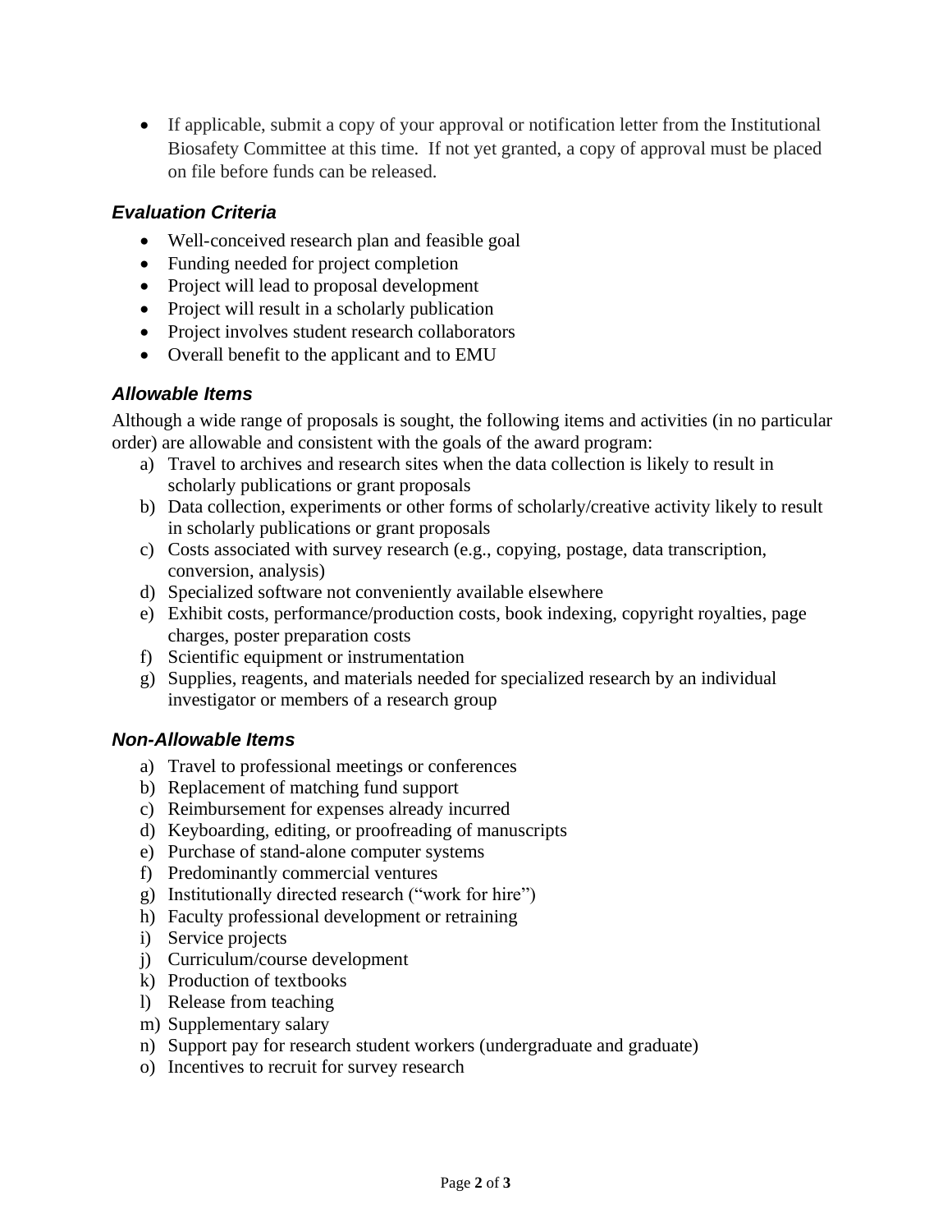- If applicable, submit a copy of your approval or notification letter from the Institutional Biosafety Committee at this time. If not yet granted, a copy of approval must be placed on file before funds can be released.

### *Evaluation Criteria*

- Well-conceived research plan and feasible goal
- Funding needed for project completion
- Project will lead to proposal development
- Project will result in a scholarly publication
- Project involves student research collaborators
- Overall benefit to the applicant and to EMU

### *Allowable Items*

Although a wide range of proposals is sought, the following items and activities (in no particular order) are allowable and consistent with the goals of the award program:

a) Travel to archives and research sites when the data collection is likely to result in scholarly publications or grant proposals
b) Data collection, experiments or other forms of scholarly/creative activity likely to result in scholarly publications or grant proposals
c) Costs associated with survey research (e.g., copying, postage, data transcription, conversion, analysis)
d) Specialized software not conveniently available elsewhere
e) Exhibit costs, performance/production costs, book indexing, copyright royalties, page charges, poster preparation costs
f) Scientific equipment or instrumentation
g) Supplies, reagents, and materials needed for specialized research by an individual investigator or members of a research group

### *Non-Allowable Items*

a) Travel to professional meetings or conferences
b) Replacement of matching fund support
c) Reimbursement for expenses already incurred
d) Keyboarding, editing, or proofreading of manuscripts
e) Purchase of stand-alone computer systems
f) Predominantly commercial ventures
g) Institutionally directed research ("work for hire")
h) Faculty professional development or retraining
i) Service projects
j) Curriculum/course development
k) Production of textbooks
l) Release from teaching
m) Supplementary salary
n) Support pay for research student workers (undergraduate and graduate)
o) Incentives to recruit for survey research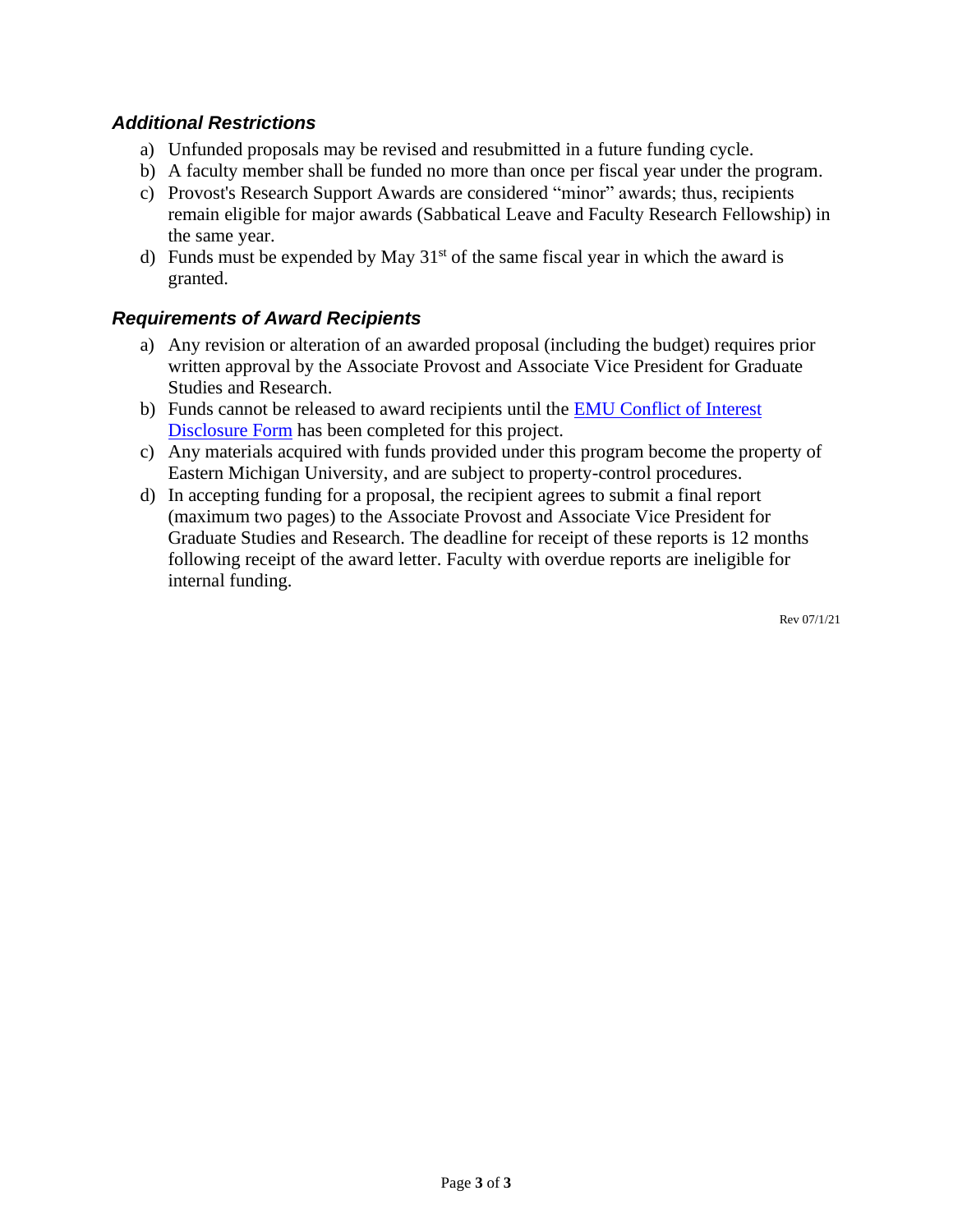### *Additional Restrictions*

a) Unfunded proposals may be revised and resubmitted in a future funding cycle.
b) A faculty member shall be funded no more than once per fiscal year under the program.
c) Provost's Research Support Awards are considered "minor" awards; thus, recipients remain eligible for major awards (Sabbatical Leave and Faculty Research Fellowship) in the same year.
d) Funds must be expended by May 31st of the same fiscal year in which the award is granted.

### *Requirements of Award Recipients*

a) Any revision or alteration of an awarded proposal (including the budget) requires prior written approval by the Associate Provost and Associate Vice President for Graduate Studies and Research.
b) Funds cannot be released to award recipients until the EMU Conflict of Interest Disclosure Form has been completed for this project.
c) Any materials acquired with funds provided under this program become the property of Eastern Michigan University, and are subject to property-control procedures.
d) In accepting funding for a proposal, the recipient agrees to submit a final report (maximum two pages) to the Associate Provost and Associate Vice President for Graduate Studies and Research. The deadline for receipt of these reports is 12 months following receipt of the award letter. Faculty with overdue reports are ineligible for internal funding.

Rev 07/1/21